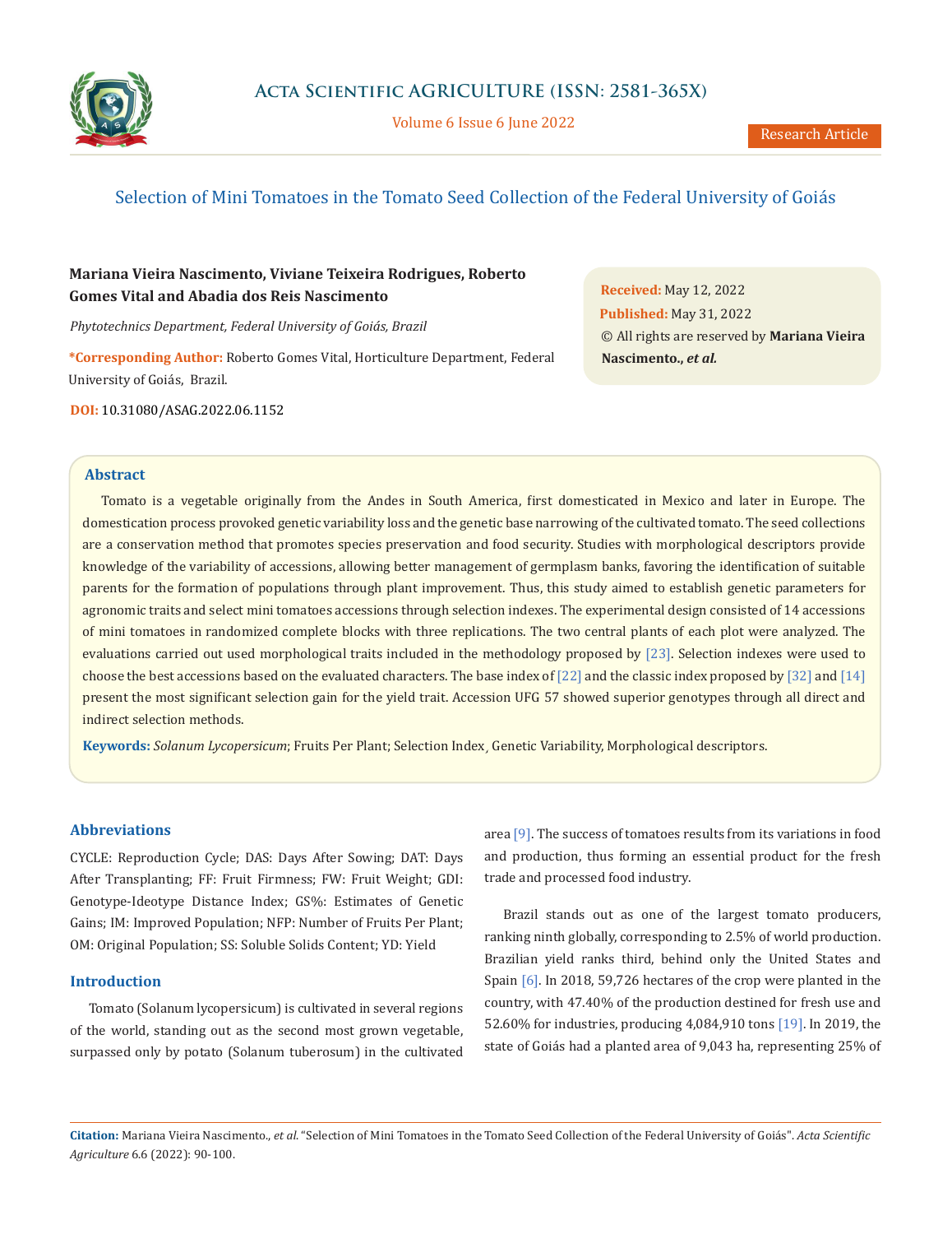# Selection of Mini Tomatoes in the Tomato Seed Collection of the Federal University of Goiás

**Mariana Vieira Nascimento, Viviane Teixeira Rodrigues, Roberto Gomes Vital and Abadia dos Reis Nascimento**

*Phytotechnics Department, Federal University of Goiás, Brazil*

**\*Corresponding Author:** Roberto Gomes Vital, Horticulture Department, Federal University of Goiás, Brazil.

**DOI:** 10.31080/ASAG.2022.06.1152

**Received:** May 12, 2022
**Published:** May 31, 2022
© All rights are reserved by **Mariana Vieira Nascimento., *et al.***

## Abstract

Tomato is a vegetable originally from the Andes in South America, first domesticated in Mexico and later in Europe. The domestication process provoked genetic variability loss and the genetic base narrowing of the cultivated tomato. The seed collections are a conservation method that promotes species preservation and food security. Studies with morphological descriptors provide knowledge of the variability of accessions, allowing better management of germplasm banks, favoring the identification of suitable parents for the formation of populations through plant improvement. Thus, this study aimed to establish genetic parameters for agronomic traits and select mini tomatoes accessions through selection indexes. The experimental design consisted of 14 accessions of mini tomatoes in randomized complete blocks with three replications. The two central plants of each plot were analyzed. The evaluations carried out used morphological traits included in the methodology proposed by [23]. Selection indexes were used to choose the best accessions based on the evaluated characters. The base index of [22] and the classic index proposed by [32] and [14] present the most significant selection gain for the yield trait. Accession UFG 57 showed superior genotypes through all direct and indirect selection methods.

**Keywords:** *Solanum Lycopersicum*; Fruits Per Plant; Selection Index¸ Genetic Variability, Morphological descriptors.

## Abbreviations

CYCLE: Reproduction Cycle; DAS: Days After Sowing; DAT: Days After Transplanting; FF: Fruit Firmness; FW: Fruit Weight; GDI: Genotype-Ideotype Distance Index; GS%: Estimates of Genetic Gains; IM: Improved Population; NFP: Number of Fruits Per Plant; OM: Original Population; SS: Soluble Solids Content; YD: Yield

## Introduction

Tomato (Solanum lycopersicum) is cultivated in several regions of the world, standing out as the second most grown vegetable, surpassed only by potato (Solanum tuberosum) in the cultivated area [9]. The success of tomatoes results from its variations in food and production, thus forming an essential product for the fresh trade and processed food industry.

Brazil stands out as one of the largest tomato producers, ranking ninth globally, corresponding to 2.5% of world production. Brazilian yield ranks third, behind only the United States and Spain [6]. In 2018, 59,726 hectares of the crop were planted in the country, with 47.40% of the production destined for fresh use and 52.60% for industries, producing 4,084,910 tons [19]. In 2019, the state of Goiás had a planted area of 9,043 ha, representing 25% of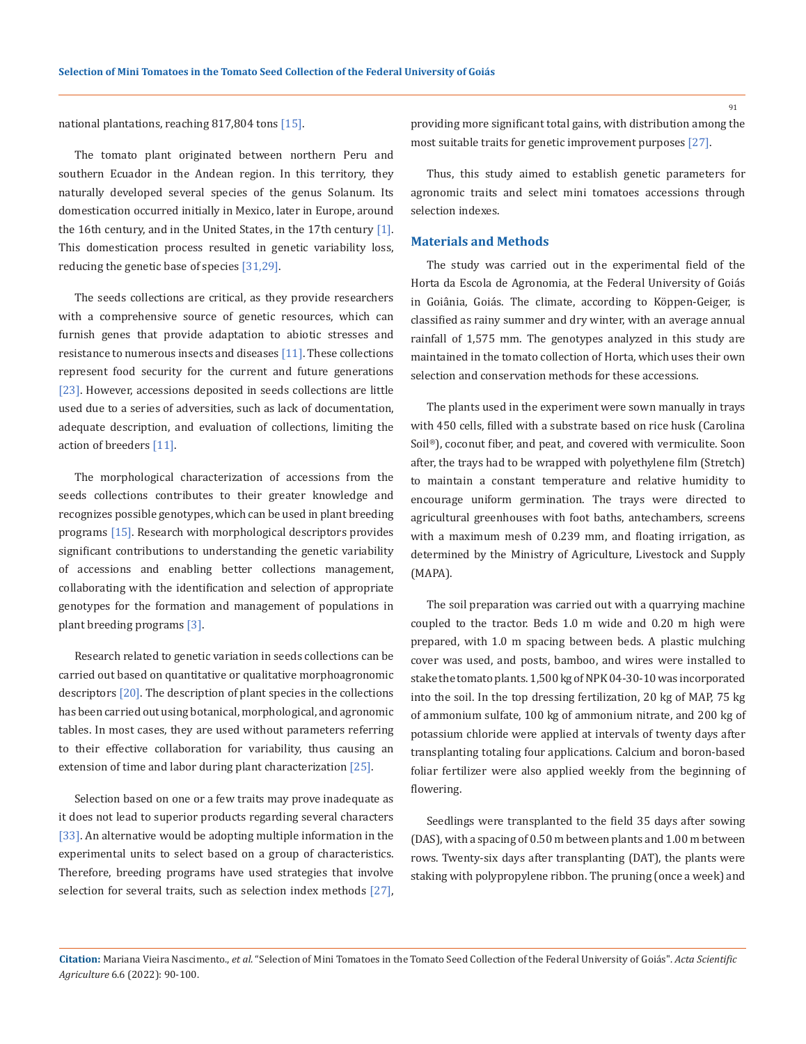national plantations, reaching 817,804 tons [15].

The tomato plant originated between northern Peru and southern Ecuador in the Andean region. In this territory, they naturally developed several species of the genus Solanum. Its domestication occurred initially in Mexico, later in Europe, around the 16th century, and in the United States, in the 17th century [1]. This domestication process resulted in genetic variability loss, reducing the genetic base of species [31,29].

The seeds collections are critical, as they provide researchers with a comprehensive source of genetic resources, which can furnish genes that provide adaptation to abiotic stresses and resistance to numerous insects and diseases [11]. These collections represent food security for the current and future generations [23]. However, accessions deposited in seeds collections are little used due to a series of adversities, such as lack of documentation, adequate description, and evaluation of collections, limiting the action of breeders [11].

The morphological characterization of accessions from the seeds collections contributes to their greater knowledge and recognizes possible genotypes, which can be used in plant breeding programs [15]. Research with morphological descriptors provides significant contributions to understanding the genetic variability of accessions and enabling better collections management, collaborating with the identification and selection of appropriate genotypes for the formation and management of populations in plant breeding programs [3].

Research related to genetic variation in seeds collections can be carried out based on quantitative or qualitative morphoagronomic descriptors [20]. The description of plant species in the collections has been carried out using botanical, morphological, and agronomic tables. In most cases, they are used without parameters referring to their effective collaboration for variability, thus causing an extension of time and labor during plant characterization [25].

Selection based on one or a few traits may prove inadequate as it does not lead to superior products regarding several characters [33]. An alternative would be adopting multiple information in the experimental units to select based on a group of characteristics. Therefore, breeding programs have used strategies that involve selection for several traits, such as selection index methods [27], providing more significant total gains, with distribution among the most suitable traits for genetic improvement purposes [27].

Thus, this study aimed to establish genetic parameters for agronomic traits and select mini tomatoes accessions through selection indexes.

## Materials and Methods

The study was carried out in the experimental field of the Horta da Escola de Agronomia, at the Federal University of Goiás in Goiânia, Goiás. The climate, according to Köppen-Geiger, is classified as rainy summer and dry winter, with an average annual rainfall of 1,575 mm. The genotypes analyzed in this study are maintained in the tomato collection of Horta, which uses their own selection and conservation methods for these accessions.

The plants used in the experiment were sown manually in trays with 450 cells, filled with a substrate based on rice husk (Carolina Soil®), coconut fiber, and peat, and covered with vermiculite. Soon after, the trays had to be wrapped with polyethylene film (Stretch) to maintain a constant temperature and relative humidity to encourage uniform germination. The trays were directed to agricultural greenhouses with foot baths, antechambers, screens with a maximum mesh of 0.239 mm, and floating irrigation, as determined by the Ministry of Agriculture, Livestock and Supply (MAPA).

The soil preparation was carried out with a quarrying machine coupled to the tractor. Beds 1.0 m wide and 0.20 m high were prepared, with 1.0 m spacing between beds. A plastic mulching cover was used, and posts, bamboo, and wires were installed to stake the tomato plants. 1,500 kg of NPK 04-30-10 was incorporated into the soil. In the top dressing fertilization, 20 kg of MAP, 75 kg of ammonium sulfate, 100 kg of ammonium nitrate, and 200 kg of potassium chloride were applied at intervals of twenty days after transplanting totaling four applications. Calcium and boron-based foliar fertilizer were also applied weekly from the beginning of flowering.

Seedlings were transplanted to the field 35 days after sowing (DAS), with a spacing of 0.50 m between plants and 1.00 m between rows. Twenty-six days after transplanting (DAT), the plants were staking with polypropylene ribbon. The pruning (once a week) and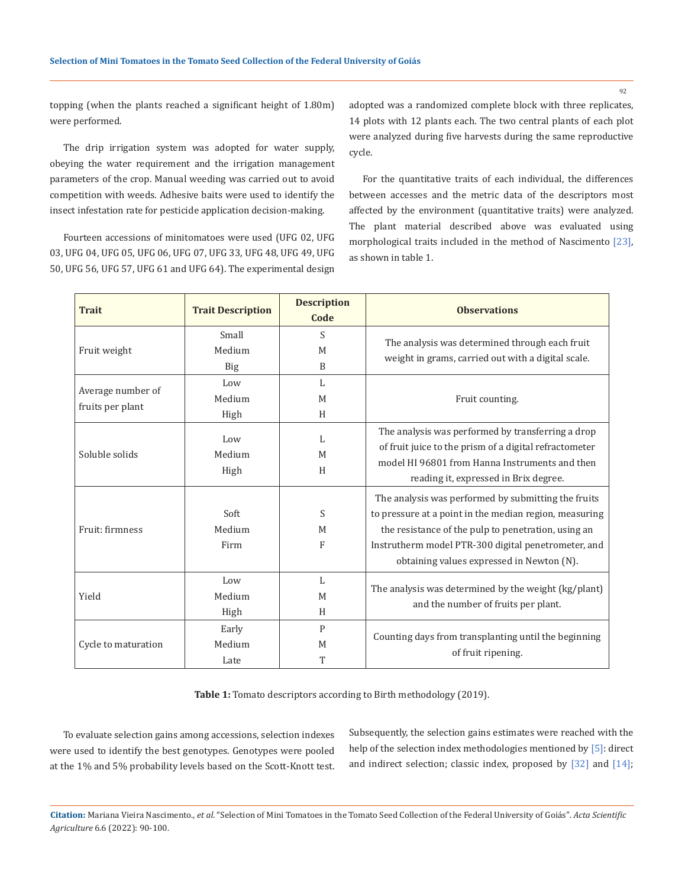topping (when the plants reached a significant height of 1.80m) were performed.

The drip irrigation system was adopted for water supply, obeying the water requirement and the irrigation management parameters of the crop. Manual weeding was carried out to avoid competition with weeds. Adhesive baits were used to identify the insect infestation rate for pesticide application decision-making.

Fourteen accessions of minitomatoes were used (UFG 02, UFG 03, UFG 04, UFG 05, UFG 06, UFG 07, UFG 33, UFG 48, UFG 49, UFG 50, UFG 56, UFG 57, UFG 61 and UFG 64). The experimental design adopted was a randomized complete block with three replicates, 14 plots with 12 plants each. The two central plants of each plot were analyzed during five harvests during the same reproductive cycle.

For the quantitative traits of each individual, the differences between accesses and the metric data of the descriptors most affected by the environment (quantitative traits) were analyzed. The plant material described above was evaluated using morphological traits included in the method of Nascimento [23], as shown in table 1.

| Trait | Trait Description | Description Code | Observations |
|---|---|---|---|
| Fruit weight | Small<br>Medium<br>Big | S<br>M<br>B | The analysis was determined through each fruit weight in grams, carried out with a digital scale. |
| Average number of fruits per plant | Low<br>Medium<br>High | L<br>M<br>H | Fruit counting. |
| Soluble solids | Low<br>Medium<br>High | L<br>M<br>H | The analysis was performed by transferring a drop of fruit juice to the prism of a digital refractometer model HI 96801 from Hanna Instruments and then reading it, expressed in Brix degree. |
| Fruit: firmness | Soft<br>Medium<br>Firm | S<br>M<br>F | The analysis was performed by submitting the fruits to pressure at a point in the median region, measuring the resistance of the pulp to penetration, using an Instrutherm model PTR-300 digital penetrometer, and obtaining values expressed in Newton (N). |
| Yield | Low<br>Medium<br>High | L<br>M<br>H | The analysis was determined by the weight (kg/plant) and the number of fruits per plant. |
| Cycle to maturation | Early<br>Medium<br>Late | P<br>M<br>T | Counting days from transplanting until the beginning of fruit ripening. |

**Table 1:** Tomato descriptors according to Birth methodology (2019).

To evaluate selection gains among accessions, selection indexes were used to identify the best genotypes. Genotypes were pooled at the 1% and 5% probability levels based on the Scott-Knott test. Subsequently, the selection gains estimates were reached with the help of the selection index methodologies mentioned by [5]: direct and indirect selection; classic index, proposed by [32] and [14];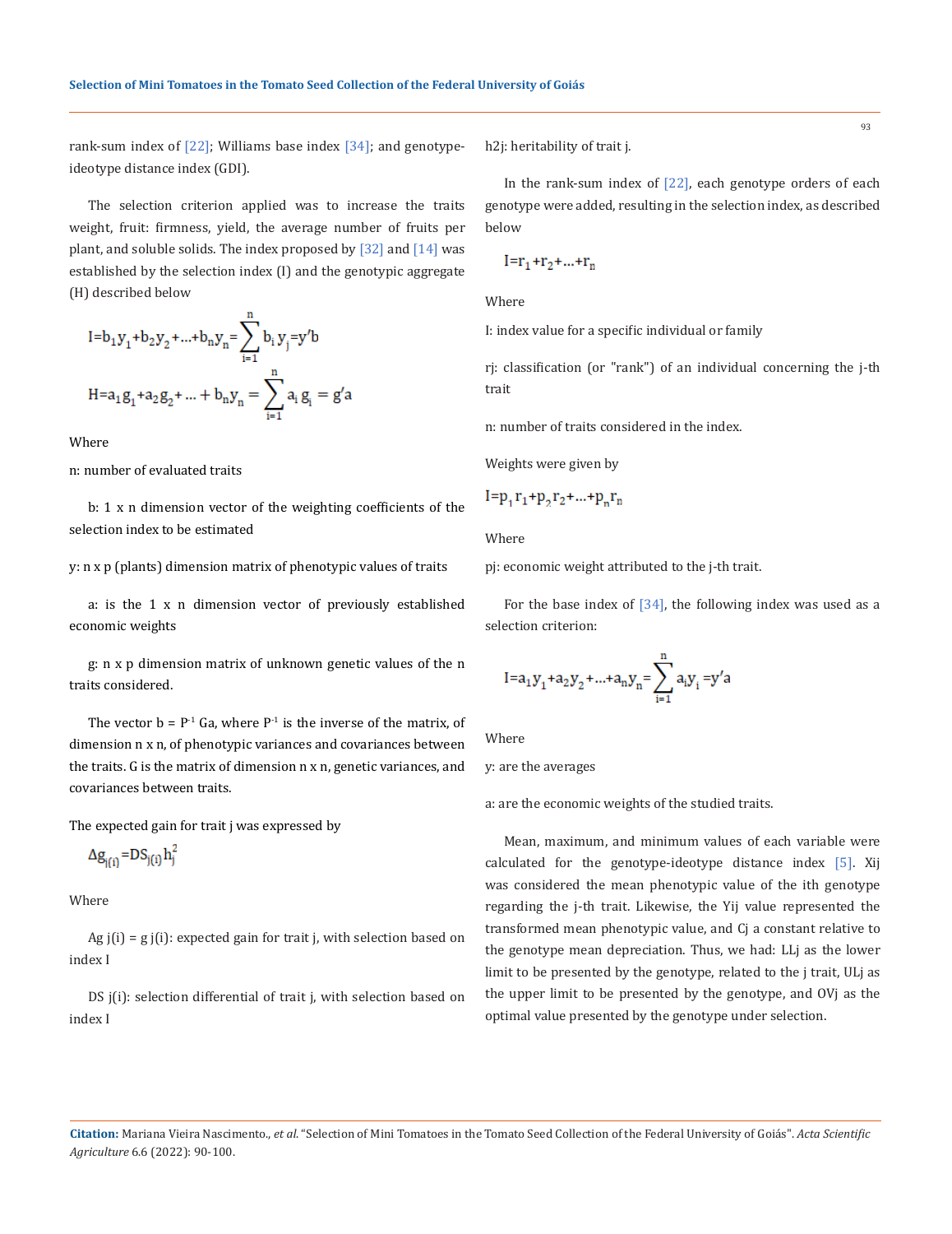rank-sum index of [22]; Williams base index [34]; and genotype-ideotype distance index (GDI).

The selection criterion applied was to increase the traits weight, fruit: firmness, yield, the average number of fruits per plant, and soluble solids. The index proposed by [32] and [14] was established by the selection index (I) and the genotypic aggregate (H) described below

$$I=b_1y_1+b_2y_2+...+b_ny_n=\sum_{i=1}^{n} b_i y_j = y'b$$

$$H=a_1g_1+a_2g_2+...+b_ny_n=\sum_{i=1}^{n} a_i g_i = g'a$$

Where

n: number of evaluated traits

b: 1 x n dimension vector of the weighting coefficients of the selection index to be estimated

y: n x p (plants) dimension matrix of phenotypic values of traits

a: is the 1 x n dimension vector of previously established economic weights

g: n x p dimension matrix of unknown genetic values of the n traits considered.

The vector $b = P^{-1}$ Ga, where $P^{-1}$ is the inverse of the matrix, of dimension n x n, of phenotypic variances and covariances between the traits. G is the matrix of dimension n x n, genetic variances, and covariances between traits.

The expected gain for trait j was expressed by

$$\Delta g_{j(i)} = DS_{j(i)} h_j^2$$

Where

Ag j(i) = g j(i): expected gain for trait j, with selection based on index I

DS j(i): selection differential of trait j, with selection based on index I

h2j: heritability of trait j.

In the rank-sum index of [22], each genotype orders of each genotype were added, resulting in the selection index, as described below

$$I=r_1+r_2+...+r_n$$

Where

I: index value for a specific individual or family

rj: classification (or "rank") of an individual concerning the j-th trait

n: number of traits considered in the index.

Weights were given by

$$I=p_1r_1+p_2r_2+...+p_nr_n$$

Where

pj: economic weight attributed to the j-th trait.

For the base index of [34], the following index was used as a selection criterion:

$$I=a_1y_1+a_2y_2+...+a_ny_n=\sum_{i=1}^{n} a_i y_i = y'a$$

Where

y: are the averages

a: are the economic weights of the studied traits.

Mean, maximum, and minimum values of each variable were calculated for the genotype-ideotype distance index [5]. Xij was considered the mean phenotypic value of the ith genotype regarding the j-th trait. Likewise, the Yij value represented the transformed mean phenotypic value, and Cj a constant relative to the genotype mean depreciation. Thus, we had: LLj as the lower limit to be presented by the genotype, related to the j trait, ULj as the upper limit to be presented by the genotype, and OVj as the optimal value presented by the genotype under selection.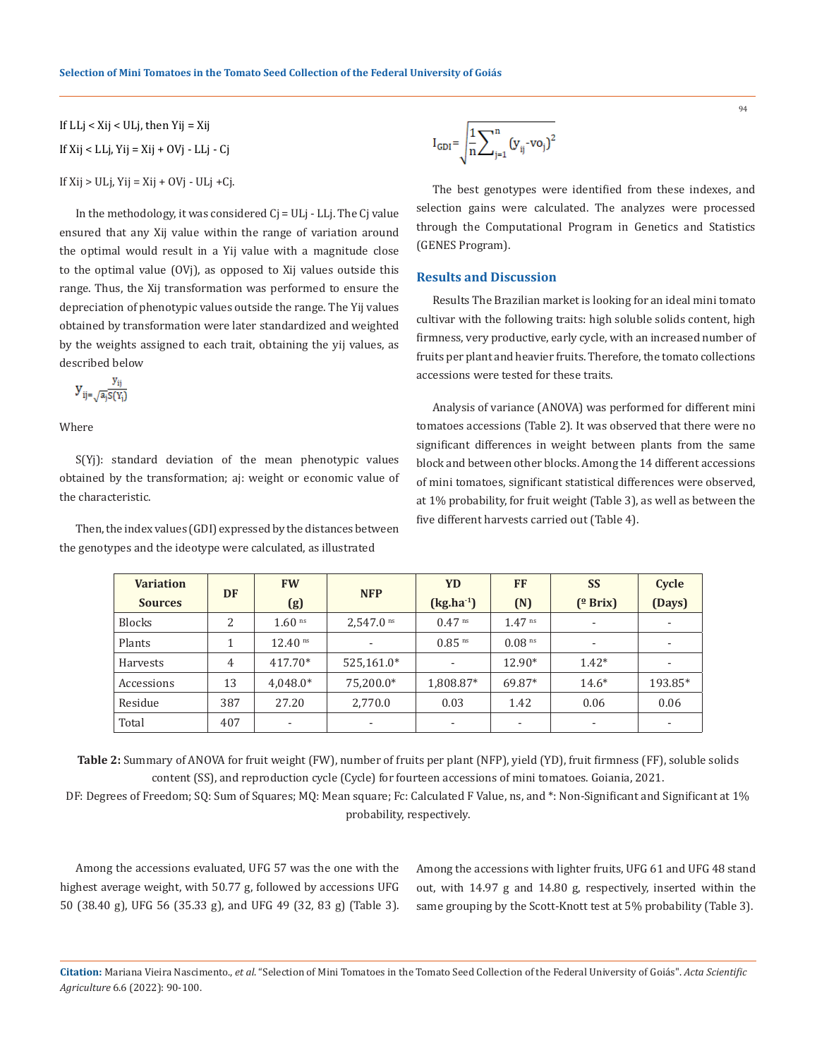If $LL_j < X_{ij} < UL_j$, then $Y_{ij} = X_{ij}$

If $X_{ij} < LL_j$, $Y_{ij} = X_{ij} + OV_j - LL_j - C_j$

If $X_{ij} > UL_j$, $Y_{ij} = X_{ij} + OV_j - UL_j + C_j$.

In the methodology, it was considered $C_j = UL_j - LL_j$. The $C_j$ value ensured that any $X_{ij}$ value within the range of variation around the optimal would result in a $Y_{ij}$ value with a magnitude close to the optimal value ($OV_j$), as opposed to $X_{ij}$ values outside this range. Thus, the $X_{ij}$ transformation was performed to ensure the depreciation of phenotypic values outside the range. The $Y_{ij}$ values obtained by transformation were later standardized and weighted by the weights assigned to each trait, obtaining the $y_{ij}$ values, as described below

$$y_{ij} = \frac{y_{ij}}{\sqrt{a_j S(Y_j)}}$$

Where

$S(Y_j)$: standard deviation of the mean phenotypic values obtained by the transformation; $a_j$: weight or economic value of the characteristic.

Then, the index values (GDI) expressed by the distances between the genotypes and the ideotype were calculated, as illustrated

$$I_{GDI} = \sqrt{\frac{1}{n}\sum_{j=1}^{n}(y_{ij} - vo_j)^2}$$

The best genotypes were identified from these indexes, and selection gains were calculated. The analyzes were processed through the Computational Program in Genetics and Statistics (GENES Program).

## Results and Discussion

Results The Brazilian market is looking for an ideal mini tomato cultivar with the following traits: high soluble solids content, high firmness, very productive, early cycle, with an increased number of fruits per plant and heavier fruits. Therefore, the tomato collections accessions were tested for these traits.

Analysis of variance (ANOVA) was performed for different mini tomatoes accessions (Table 2). It was observed that there were no significant differences in weight between plants from the same block and between other blocks. Among the 14 different accessions of mini tomatoes, significant statistical differences were observed, at 1% probability, for fruit weight (Table 3), as well as between the five different harvests carried out (Table 4).

| Variation Sources | DF | FW (g) | NFP | YD (kg.ha$^{-1}$) | FF (N) | SS (º Brix) | Cycle (Days) |
|---|---|---|---|---|---|---|---|
| Blocks | 2 | 1.60 $^{ns}$ | 2,547.0 $^{ns}$ | 0.47 $^{ns}$ | 1.47 $^{ns}$ | - | - |
| Plants | 1 | 12.40 $^{ns}$ | - | 0.85 $^{ns}$ | 0.08 $^{ns}$ | - | - |
| Harvests | 4 | 417.70* | 525,161.0* | - | 12.90* | 1.42* | - |
| Accessions | 13 | 4,048.0* | 75,200.0* | 1,808.87* | 69.87* | 14.6* | 193.85* |
| Residue | 387 | 27.20 | 2,770.0 | 0.03 | 1.42 | 0.06 | 0.06 |
| Total | 407 | - | - | - | - | - | - |

**Table 2:** Summary of ANOVA for fruit weight (FW), number of fruits per plant (NFP), yield (YD), fruit firmness (FF), soluble solids content (SS), and reproduction cycle (Cycle) for fourteen accessions of mini tomatoes. Goiania, 2021.

DF: Degrees of Freedom; SQ: Sum of Squares; MQ: Mean square; Fc: Calculated F Value, ns, and *: Non-Significant and Significant at 1% probability, respectively.

Among the accessions evaluated, UFG 57 was the one with the highest average weight, with 50.77 g, followed by accessions UFG 50 (38.40 g), UFG 56 (35.33 g), and UFG 49 (32, 83 g) (Table 3). Among the accessions with lighter fruits, UFG 61 and UFG 48 stand out, with 14.97 g and 14.80 g, respectively, inserted within the same grouping by the Scott-Knott test at 5% probability (Table 3).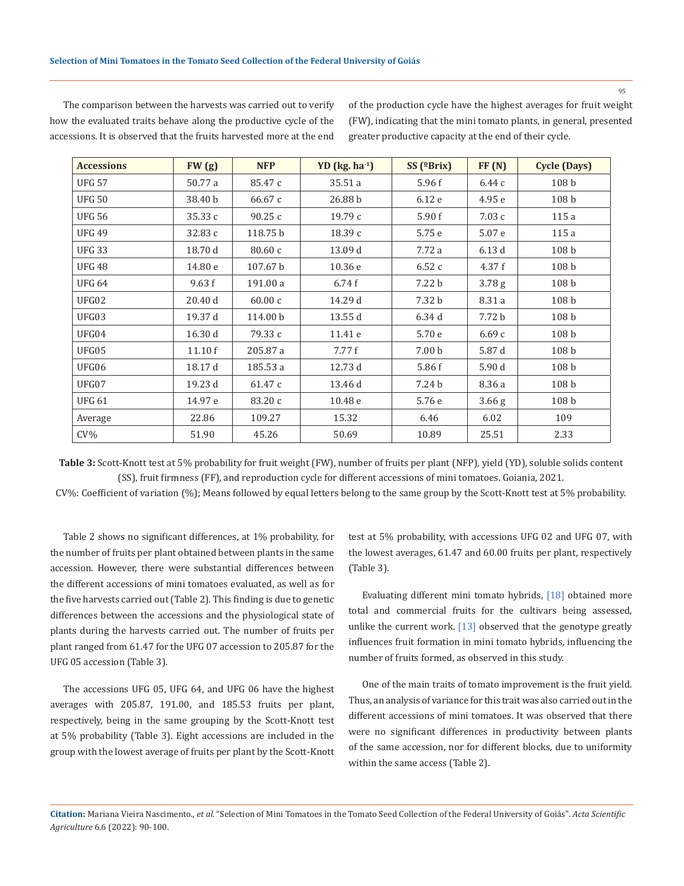The comparison between the harvests was carried out to verify how the evaluated traits behave along the productive cycle of the accessions. It is observed that the fruits harvested more at the end of the production cycle have the highest averages for fruit weight (FW), indicating that the mini tomato plants, in general, presented greater productive capacity at the end of their cycle.

| Accessions | FW (g) | NFP | YD (kg. ha$^{-1}$) | SS (ºBrix) | FF (N) | Cycle (Days) |
|---|---|---|---|---|---|---|
| UFG 57 | 50.77 a | 85.47 c | 35.51 a | 5.96 f | 6.44 c | 108 b |
| UFG 50 | 38.40 b | 66.67 c | 26.88 b | 6.12 e | 4.95 e | 108 b |
| UFG 56 | 35.33 c | 90.25 c | 19.79 c | 5.90 f | 7.03 c | 115 a |
| UFG 49 | 32.83 c | 118.75 b | 18.39 c | 5.75 e | 5.07 e | 115 a |
| UFG 33 | 18.70 d | 80.60 c | 13.09 d | 7.72 a | 6.13 d | 108 b |
| UFG 48 | 14.80 e | 107.67 b | 10.36 e | 6.52 c | 4.37 f | 108 b |
| UFG 64 | 9.63 f | 191.00 a | 6.74 f | 7.22 b | 3.78 g | 108 b |
| UFG02 | 20.40 d | 60.00 c | 14.29 d | 7.32 b | 8.31 a | 108 b |
| UFG03 | 19.37 d | 114.00 b | 13.55 d | 6.34 d | 7.72 b | 108 b |
| UFG04 | 16.30 d | 79.33 c | 11.41 e | 5.70 e | 6.69 c | 108 b |
| UFG05 | 11.10 f | 205.87 a | 7.77 f | 7.00 b | 5.87 d | 108 b |
| UFG06 | 18.17 d | 185.53 a | 12.73 d | 5.86 f | 5.90 d | 108 b |
| UFG07 | 19.23 d | 61.47 c | 13.46 d | 7.24 b | 8.36 a | 108 b |
| UFG 61 | 14.97 e | 83.20 c | 10.48 e | 5.76 e | 3.66 g | 108 b |
| Average | 22.86 | 109.27 | 15.32 | 6.46 | 6.02 | 109 |
| CV% | 51.90 | 45.26 | 50.69 | 10.89 | 25.51 | 2.33 |

**Table 3:** Scott-Knott test at 5% probability for fruit weight (FW), number of fruits per plant (NFP), yield (YD), soluble solids content (SS), fruit firmness (FF), and reproduction cycle for different accessions of mini tomatoes. Goiania, 2021.

CV%: Coefficient of variation (%); Means followed by equal letters belong to the same group by the Scott-Knott test at 5% probability.

Table 2 shows no significant differences, at 1% probability, for the number of fruits per plant obtained between plants in the same accession. However, there were substantial differences between the different accessions of mini tomatoes evaluated, as well as for the five harvests carried out (Table 2). This finding is due to genetic differences between the accessions and the physiological state of plants during the harvests carried out. The number of fruits per plant ranged from 61.47 for the UFG 07 accession to 205.87 for the UFG 05 accession (Table 3).

The accessions UFG 05, UFG 64, and UFG 06 have the highest averages with 205.87, 191.00, and 185.53 fruits per plant, respectively, being in the same grouping by the Scott-Knott test at 5% probability (Table 3). Eight accessions are included in the group with the lowest average of fruits per plant by the Scott-Knott test at 5% probability, with accessions UFG 02 and UFG 07, with the lowest averages, 61.47 and 60.00 fruits per plant, respectively (Table 3).

Evaluating different mini tomato hybrids, [18] obtained more total and commercial fruits for the cultivars being assessed, unlike the current work. [13] observed that the genotype greatly influences fruit formation in mini tomato hybrids, influencing the number of fruits formed, as observed in this study.

One of the main traits of tomato improvement is the fruit yield. Thus, an analysis of variance for this trait was also carried out in the different accessions of mini tomatoes. It was observed that there were no significant differences in productivity between plants of the same accession, nor for different blocks, due to uniformity within the same access (Table 2).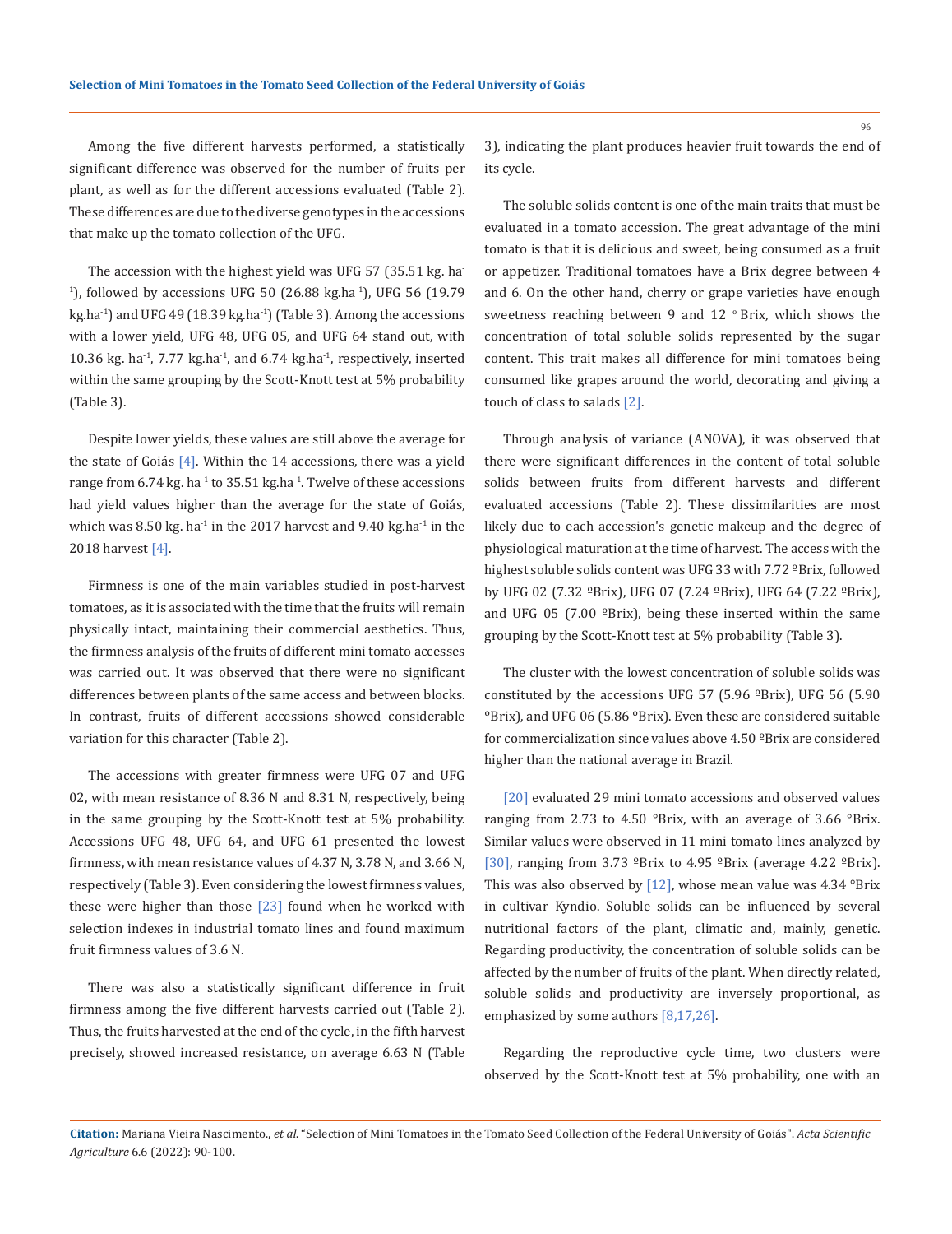Among the five different harvests performed, a statistically significant difference was observed for the number of fruits per plant, as well as for the different accessions evaluated (Table 2). These differences are due to the diverse genotypes in the accessions that make up the tomato collection of the UFG.

The accession with the highest yield was UFG 57 (35.51 kg. ha$^{-1}$), followed by accessions UFG 50 (26.88 kg.ha$^{-1}$), UFG 56 (19.79 kg.ha$^{-1}$) and UFG 49 (18.39 kg.ha$^{-1}$) (Table 3). Among the accessions with a lower yield, UFG 48, UFG 05, and UFG 64 stand out, with 10.36 kg. ha$^{-1}$, 7.77 kg.ha$^{-1}$, and 6.74 kg.ha$^{-1}$, respectively, inserted within the same grouping by the Scott-Knott test at 5% probability (Table 3).

Despite lower yields, these values are still above the average for the state of Goiás [4]. Within the 14 accessions, there was a yield range from 6.74 kg. ha$^{-1}$ to 35.51 kg.ha$^{-1}$. Twelve of these accessions had yield values higher than the average for the state of Goiás, which was 8.50 kg. ha$^{-1}$ in the 2017 harvest and 9.40 kg.ha$^{-1}$ in the 2018 harvest [4].

Firmness is one of the main variables studied in post-harvest tomatoes, as it is associated with the time that the fruits will remain physically intact, maintaining their commercial aesthetics. Thus, the firmness analysis of the fruits of different mini tomato accesses was carried out. It was observed that there were no significant differences between plants of the same access and between blocks. In contrast, fruits of different accessions showed considerable variation for this character (Table 2).

The accessions with greater firmness were UFG 07 and UFG 02, with mean resistance of 8.36 N and 8.31 N, respectively, being in the same grouping by the Scott-Knott test at 5% probability. Accessions UFG 48, UFG 64, and UFG 61 presented the lowest firmness, with mean resistance values of 4.37 N, 3.78 N, and 3.66 N, respectively (Table 3). Even considering the lowest firmness values, these were higher than those [23] found when he worked with selection indexes in industrial tomato lines and found maximum fruit firmness values of 3.6 N.

There was also a statistically significant difference in fruit firmness among the five different harvests carried out (Table 2). Thus, the fruits harvested at the end of the cycle, in the fifth harvest precisely, showed increased resistance, on average 6.63 N (Table 3), indicating the plant produces heavier fruit towards the end of its cycle.

The soluble solids content is one of the main traits that must be evaluated in a tomato accession. The great advantage of the mini tomato is that it is delicious and sweet, being consumed as a fruit or appetizer. Traditional tomatoes have a Brix degree between 4 and 6. On the other hand, cherry or grape varieties have enough sweetness reaching between 9 and 12 ° Brix, which shows the concentration of total soluble solids represented by the sugar content. This trait makes all difference for mini tomatoes being consumed like grapes around the world, decorating and giving a touch of class to salads [2].

Through analysis of variance (ANOVA), it was observed that there were significant differences in the content of total soluble solids between fruits from different harvests and different evaluated accessions (Table 2). These dissimilarities are most likely due to each accession's genetic makeup and the degree of physiological maturation at the time of harvest. The access with the highest soluble solids content was UFG 33 with 7.72 ºBrix, followed by UFG 02 (7.32 ºBrix), UFG 07 (7.24 ºBrix), UFG 64 (7.22 ºBrix), and UFG 05 (7.00 ºBrix), being these inserted within the same grouping by the Scott-Knott test at 5% probability (Table 3).

The cluster with the lowest concentration of soluble solids was constituted by the accessions UFG 57 (5.96 ºBrix), UFG 56 (5.90 ºBrix), and UFG 06 (5.86 ºBrix). Even these are considered suitable for commercialization since values above 4.50 ºBrix are considered higher than the national average in Brazil.

[20] evaluated 29 mini tomato accessions and observed values ranging from 2.73 to 4.50 °Brix, with an average of 3.66 °Brix. Similar values were observed in 11 mini tomato lines analyzed by [30], ranging from 3.73 ºBrix to 4.95 ºBrix (average 4.22 ºBrix). This was also observed by [12], whose mean value was 4.34 °Brix in cultivar Kyndio. Soluble solids can be influenced by several nutritional factors of the plant, climatic and, mainly, genetic. Regarding productivity, the concentration of soluble solids can be affected by the number of fruits of the plant. When directly related, soluble solids and productivity are inversely proportional, as emphasized by some authors [8,17,26].

Regarding the reproductive cycle time, two clusters were observed by the Scott-Knott test at 5% probability, one with an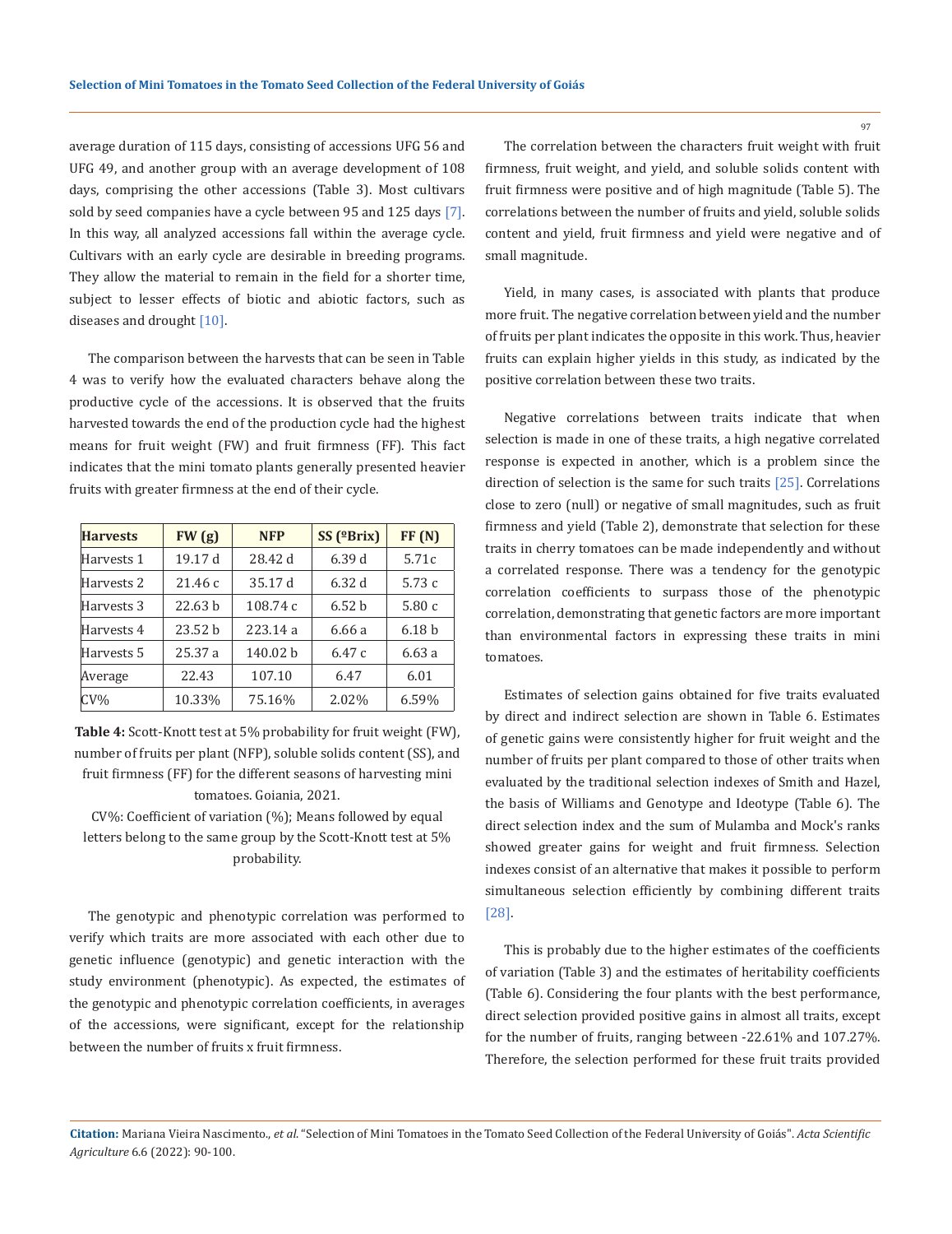average duration of 115 days, consisting of accessions UFG 56 and UFG 49, and another group with an average development of 108 days, comprising the other accessions (Table 3). Most cultivars sold by seed companies have a cycle between 95 and 125 days [7]. In this way, all analyzed accessions fall within the average cycle. Cultivars with an early cycle are desirable in breeding programs. They allow the material to remain in the field for a shorter time, subject to lesser effects of biotic and abiotic factors, such as diseases and drought [10].

The comparison between the harvests that can be seen in Table 4 was to verify how the evaluated characters behave along the productive cycle of the accessions. It is observed that the fruits harvested towards the end of the production cycle had the highest means for fruit weight (FW) and fruit firmness (FF). This fact indicates that the mini tomato plants generally presented heavier fruits with greater firmness at the end of their cycle.

| Harvests | FW (g) | NFP | SS (ºBrix) | FF (N) |
|---|---|---|---|---|
| Harvests 1 | 19.17 d | 28.42 d | 6.39 d | 5.71c |
| Harvests 2 | 21.46 c | 35.17 d | 6.32 d | 5.73 c |
| Harvests 3 | 22.63 b | 108.74 c | 6.52 b | 5.80 c |
| Harvests 4 | 23.52 b | 223.14 a | 6.66 a | 6.18 b |
| Harvests 5 | 25.37 a | 140.02 b | 6.47 c | 6.63 a |
| Average | 22.43 | 107.10 | 6.47 | 6.01 |
| CV% | 10.33% | 75.16% | 2.02% | 6.59% |

**Table 4:** Scott-Knott test at 5% probability for fruit weight (FW), number of fruits per plant (NFP), soluble solids content (SS), and fruit firmness (FF) for the different seasons of harvesting mini tomatoes. Goiania, 2021.

CV%: Coefficient of variation (%); Means followed by equal letters belong to the same group by the Scott-Knott test at 5% probability.

The genotypic and phenotypic correlation was performed to verify which traits are more associated with each other due to genetic influence (genotypic) and genetic interaction with the study environment (phenotypic). As expected, the estimates of the genotypic and phenotypic correlation coefficients, in averages of the accessions, were significant, except for the relationship between the number of fruits x fruit firmness.

The correlation between the characters fruit weight with fruit firmness, fruit weight, and yield, and soluble solids content with fruit firmness were positive and of high magnitude (Table 5). The correlations between the number of fruits and yield, soluble solids content and yield, fruit firmness and yield were negative and of small magnitude.

Yield, in many cases, is associated with plants that produce more fruit. The negative correlation between yield and the number of fruits per plant indicates the opposite in this work. Thus, heavier fruits can explain higher yields in this study, as indicated by the positive correlation between these two traits.

Negative correlations between traits indicate that when selection is made in one of these traits, a high negative correlated response is expected in another, which is a problem since the direction of selection is the same for such traits [25]. Correlations close to zero (null) or negative of small magnitudes, such as fruit firmness and yield (Table 2), demonstrate that selection for these traits in cherry tomatoes can be made independently and without a correlated response. There was a tendency for the genotypic correlation coefficients to surpass those of the phenotypic correlation, demonstrating that genetic factors are more important than environmental factors in expressing these traits in mini tomatoes.

Estimates of selection gains obtained for five traits evaluated by direct and indirect selection are shown in Table 6. Estimates of genetic gains were consistently higher for fruit weight and the number of fruits per plant compared to those of other traits when evaluated by the traditional selection indexes of Smith and Hazel, the basis of Williams and Genotype and Ideotype (Table 6). The direct selection index and the sum of Mulamba and Mock's ranks showed greater gains for weight and fruit firmness. Selection indexes consist of an alternative that makes it possible to perform simultaneous selection efficiently by combining different traits [28].

This is probably due to the higher estimates of the coefficients of variation (Table 3) and the estimates of heritability coefficients (Table 6). Considering the four plants with the best performance, direct selection provided positive gains in almost all traits, except for the number of fruits, ranging between -22.61% and 107.27%. Therefore, the selection performed for these fruit traits provided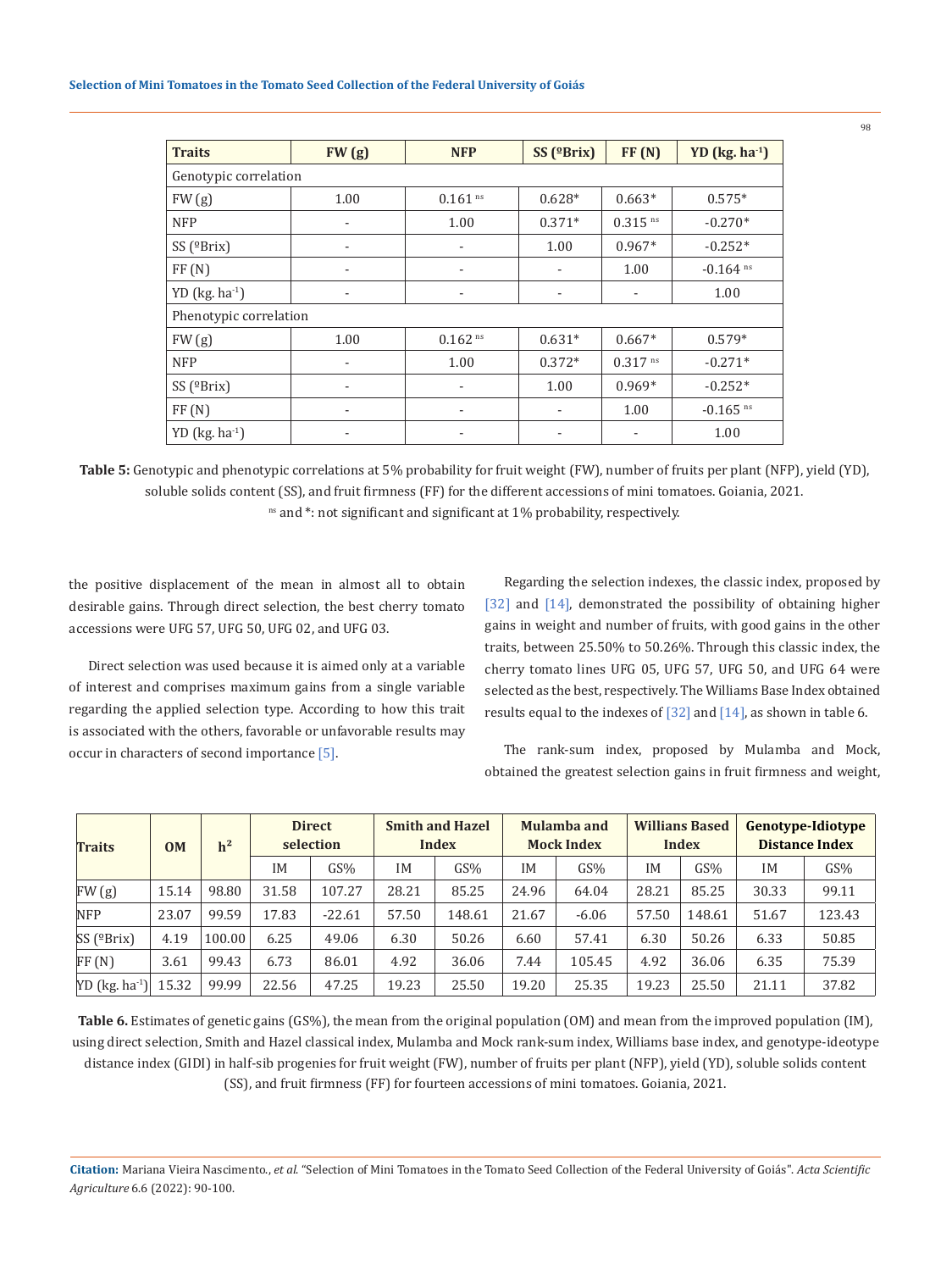| Traits | FW (g) | NFP | SS (ºBrix) | FF (N) | YD (kg. ha$^{-1}$) |
|---|---|---|---|---|---|
| Genotypic correlation | | | | | |
| FW (g) | 1.00 | 0.161 $^{ns}$ | 0.628* | 0.663* | 0.575* |
| NFP | - | 1.00 | 0.371* | 0.315 $^{ns}$ | -0.270* |
| SS (ºBrix) | - | - | 1.00 | 0.967* | -0.252* |
| FF (N) | - | - | - | 1.00 | -0.164 $^{ns}$ |
| YD (kg. ha$^{-1}$) | - | - | - | - | 1.00 |
| Phenotypic correlation | | | | | |
| FW (g) | 1.00 | 0.162 $^{ns}$ | 0.631* | 0.667* | 0.579* |
| NFP | - | 1.00 | 0.372* | 0.317 $^{ns}$ | -0.271* |
| SS (ºBrix) | - | - | 1.00 | 0.969* | -0.252* |
| FF (N) | - | - | - | 1.00 | -0.165 $^{ns}$ |
| YD (kg. ha$^{-1}$) | - | - | - | - | 1.00 |

**Table 5:** Genotypic and phenotypic correlations at 5% probability for fruit weight (FW), number of fruits per plant (NFP), yield (YD), soluble solids content (SS), and fruit firmness (FF) for the different accessions of mini tomatoes. Goiania, 2021.
$^{ns}$ and *: not significant and significant at 1% probability, respectively.

the positive displacement of the mean in almost all to obtain desirable gains. Through direct selection, the best cherry tomato accessions were UFG 57, UFG 50, UFG 02, and UFG 03.

Direct selection was used because it is aimed only at a variable of interest and comprises maximum gains from a single variable regarding the applied selection type. According to how this trait is associated with the others, favorable or unfavorable results may occur in characters of second importance [5].

Regarding the selection indexes, the classic index, proposed by [32] and [14], demonstrated the possibility of obtaining higher gains in weight and number of fruits, with good gains in the other traits, between 25.50% to 50.26%. Through this classic index, the cherry tomato lines UFG 05, UFG 57, UFG 50, and UFG 64 were selected as the best, respectively. The Williams Base Index obtained results equal to the indexes of [32] and [14], as shown in table 6.

The rank-sum index, proposed by Mulamba and Mock, obtained the greatest selection gains in fruit firmness and weight,

| Traits | OM | h² | Direct selection | | Smith and Hazel Index | | Mulamba and Mock Index | | Willians Based Index | | Genotype-Idiotype Distance Index | |
|---|---|---|---|---|---|---|---|---|---|---|---|---|
| | | | IM | GS% | IM | GS% | IM | GS% | IM | GS% | IM | GS% |
| FW (g) | 15.14 | 98.80 | 31.58 | 107.27 | 28.21 | 85.25 | 24.96 | 64.04 | 28.21 | 85.25 | 30.33 | 99.11 |
| NFP | 23.07 | 99.59 | 17.83 | -22.61 | 57.50 | 148.61 | 21.67 | -6.06 | 57.50 | 148.61 | 51.67 | 123.43 |
| SS (ºBrix) | 4.19 | 100.00 | 6.25 | 49.06 | 6.30 | 50.26 | 6.60 | 57.41 | 6.30 | 50.26 | 6.33 | 50.85 |
| FF (N) | 3.61 | 99.43 | 6.73 | 86.01 | 4.92 | 36.06 | 7.44 | 105.45 | 4.92 | 36.06 | 6.35 | 75.39 |
| YD (kg. ha$^{-1}$) | 15.32 | 99.99 | 22.56 | 47.25 | 19.23 | 25.50 | 19.20 | 25.35 | 19.23 | 25.50 | 21.11 | 37.82 |

**Table 6.** Estimates of genetic gains (GS%), the mean from the original population (OM) and mean from the improved population (IM), using direct selection, Smith and Hazel classical index, Mulamba and Mock rank-sum index, Williams base index, and genotype-ideotype distance index (GIDI) in half-sib progenies for fruit weight (FW), number of fruits per plant (NFP), yield (YD), soluble solids content (SS), and fruit firmness (FF) for fourteen accessions of mini tomatoes. Goiania, 2021.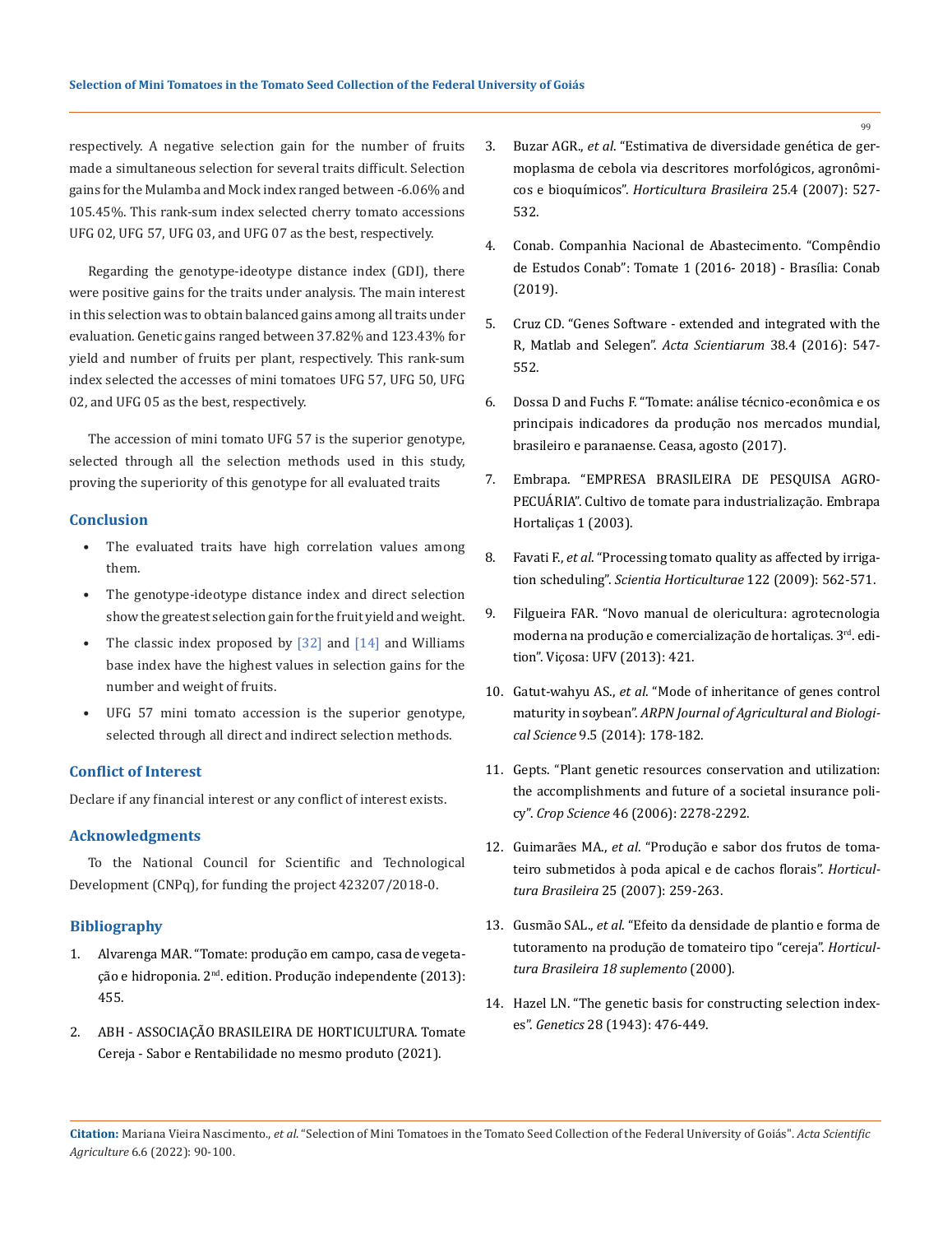respectively. A negative selection gain for the number of fruits made a simultaneous selection for several traits difficult. Selection gains for the Mulamba and Mock index ranged between -6.06% and 105.45%. This rank-sum index selected cherry tomato accessions UFG 02, UFG 57, UFG 03, and UFG 07 as the best, respectively.

Regarding the genotype-ideotype distance index (GDI), there were positive gains for the traits under analysis. The main interest in this selection was to obtain balanced gains among all traits under evaluation. Genetic gains ranged between 37.82% and 123.43% for yield and number of fruits per plant, respectively. This rank-sum index selected the accesses of mini tomatoes UFG 57, UFG 50, UFG 02, and UFG 05 as the best, respectively.

The accession of mini tomato UFG 57 is the superior genotype, selected through all the selection methods used in this study, proving the superiority of this genotype for all evaluated traits

## Conclusion

- The evaluated traits have high correlation values among them.
- The genotype-ideotype distance index and direct selection show the greatest selection gain for the fruit yield and weight.
- The classic index proposed by [32] and [14] and Williams base index have the highest values in selection gains for the number and weight of fruits.
- UFG 57 mini tomato accession is the superior genotype, selected through all direct and indirect selection methods.

## Conflict of Interest

Declare if any financial interest or any conflict of interest exists.

## Acknowledgments

To the National Council for Scientific and Technological Development (CNPq), for funding the project 423207/2018-0.

## Bibliography

1. Alvarenga MAR. "Tomate: produção em campo, casa de vegetação e hidroponia. 2nd. edition. Produção independente (2013): 455.
2. ABH - ASSOCIAÇÃO BRASILEIRA DE HORTICULTURA. Tomate Cereja - Sabor e Rentabilidade no mesmo produto (2021).
3. Buzar AGR., *et al*. "Estimativa de diversidade genética de germoplasma de cebola via descritores morfológicos, agronômicos e bioquímicos". *Horticultura Brasileira* 25.4 (2007): 527-532.
4. Conab. Companhia Nacional de Abastecimento. "Compêndio de Estudos Conab": Tomate 1 (2016- 2018) - Brasília: Conab (2019).
5. Cruz CD. "Genes Software - extended and integrated with the R, Matlab and Selegen". *Acta Scientiarum* 38.4 (2016): 547-552.
6. Dossa D and Fuchs F. "Tomate: análise técnico-econômica e os principais indicadores da produção nos mercados mundial, brasileiro e paranaense. Ceasa, agosto (2017).
7. Embrapa. "EMPRESA BRASILEIRA DE PESQUISA AGROPECUÁRIA". Cultivo de tomate para industrialização. Embrapa Hortaliças 1 (2003).
8. Favati F., *et al*. "Processing tomato quality as affected by irrigation scheduling". *Scientia Horticulturae* 122 (2009): 562-571.
9. Filgueira FAR. "Novo manual de olericultura: agrotecnologia moderna na produção e comercialização de hortaliças. 3rd. edition". Viçosa: UFV (2013): 421.
10. Gatut-wahyu AS., *et al*. "Mode of inheritance of genes control maturity in soybean". *ARPN Journal of Agricultural and Biological Science* 9.5 (2014): 178-182.
11. Gepts. "Plant genetic resources conservation and utilization: the accomplishments and future of a societal insurance policy". *Crop Science* 46 (2006): 2278-2292.
12. Guimarães MA., *et al*. "Produção e sabor dos frutos de tomateiro submetidos à poda apical e de cachos florais". *Horticultura Brasileira* 25 (2007): 259-263.
13. Gusmão SAL., *et al*. "Efeito da densidade de plantio e forma de tutoramento na produção de tomateiro tipo "cereja". *Horticultura Brasileira 18 suplemento* (2000).
14. Hazel LN. "The genetic basis for constructing selection indexes". *Genetics* 28 (1943): 476-449.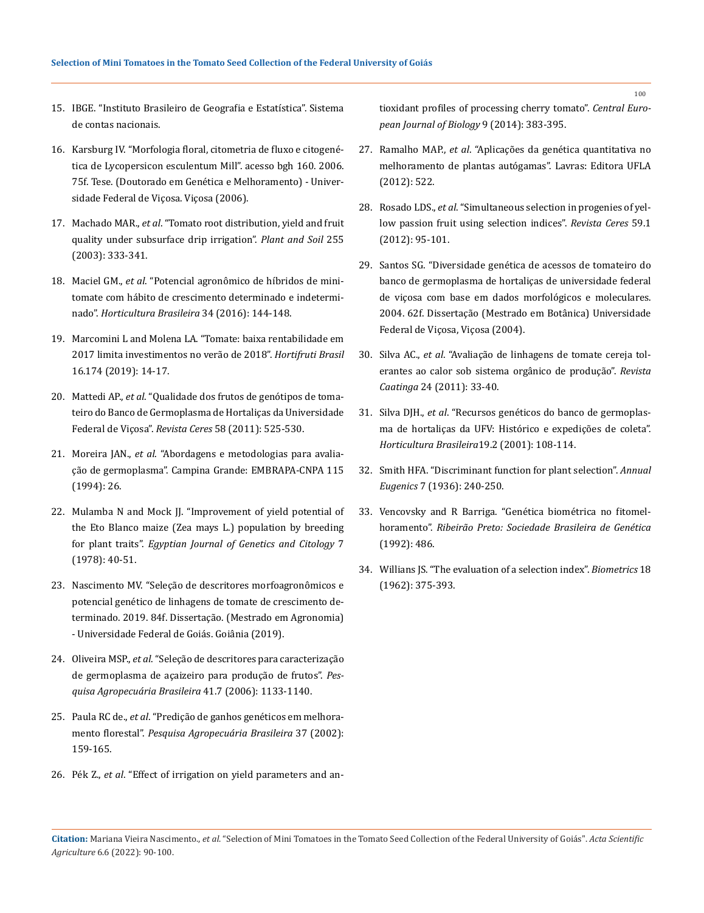15. IBGE. "Instituto Brasileiro de Geografia e Estatística". Sistema de contas nacionais.

16. Karsburg IV. "Morfologia floral, citometria de fluxo e citogenética de Lycopersicon esculentum Mill". acesso bgh 160. 2006. 75f. Tese. (Doutorado em Genética e Melhoramento) - Universidade Federal de Viçosa. Viçosa (2006).

17. Machado MAR., *et al*. "Tomato root distribution, yield and fruit quality under subsurface drip irrigation". *Plant and Soil* 255 (2003): 333-341.

18. Maciel GM., *et al*. "Potencial agronômico de híbridos de minitomate com hábito de crescimento determinado e indeterminado". *Horticultura Brasileira* 34 (2016): 144-148.

19. Marcomini L and Molena LA. "Tomate: baixa rentabilidade em 2017 limita investimentos no verão de 2018". *Hortifruti Brasil* 16.174 (2019): 14-17.

20. Mattedi AP., *et al*. "Qualidade dos frutos de genótipos de tomateiro do Banco de Germoplasma de Hortaliças da Universidade Federal de Viçosa". *Revista Ceres* 58 (2011): 525-530.

21. Moreira JAN., *et al*. "Abordagens e metodologias para avaliação de germoplasma". Campina Grande: EMBRAPA-CNPA 115 (1994): 26.

22. Mulamba N and Mock JJ. "Improvement of yield potential of the Eto Blanco maize (Zea mays L.) population by breeding for plant traits". *Egyptian Journal of Genetics and Citology* 7 (1978): 40-51.

23. Nascimento MV. "Seleção de descritores morfoagronômicos e potencial genético de linhagens de tomate de crescimento determinado. 2019. 84f. Dissertação. (Mestrado em Agronomia) - Universidade Federal de Goiás. Goiânia (2019).

24. Oliveira MSP., *et al*. "Seleção de descritores para caracterização de germoplasma de açaizeiro para produção de frutos". *Pesquisa Agropecuária Brasileira* 41.7 (2006): 1133-1140.

25. Paula RC de., *et al*. "Predição de ganhos genéticos em melhoramento florestal". *Pesquisa Agropecuária Brasileira* 37 (2002): 159-165.

26. Pék Z., *et al*. "Effect of irrigation on yield parameters and antioxidant profiles of processing cherry tomato". *Central European Journal of Biology* 9 (2014): 383-395.

27. Ramalho MAP., *et al*. "Aplicações da genética quantitativa no melhoramento de plantas autógamas". Lavras: Editora UFLA (2012): 522.

28. Rosado LDS., *et al*. "Simultaneous selection in progenies of yellow passion fruit using selection indices". *Revista Ceres* 59.1 (2012): 95-101.

29. Santos SG. "Diversidade genética de acessos de tomateiro do banco de germoplasma de hortaliças de universidade federal de viçosa com base em dados morfológicos e moleculares. 2004. 62f. Dissertação (Mestrado em Botânica) Universidade Federal de Viçosa, Viçosa (2004).

30. Silva AC., *et al*. "Avaliação de linhagens de tomate cereja tolerantes ao calor sob sistema orgânico de produção". *Revista Caatinga* 24 (2011): 33-40.

31. Silva DJH., *et al*. "Recursos genéticos do banco de germoplasma de hortaliças da UFV: Histórico e expedições de coleta". *Horticultura Brasileira* 19.2 (2001): 108-114.

32. Smith HFA. "Discriminant function for plant selection". *Annual Eugenics* 7 (1936): 240-250.

33. Vencovsky and R Barriga. "Genética biométrica no fitomelhoramento". *Ribeirão Preto: Sociedade Brasileira de Genética* (1992): 486.

34. Willians JS. "The evaluation of a selection index". *Biometrics* 18 (1962): 375-393.